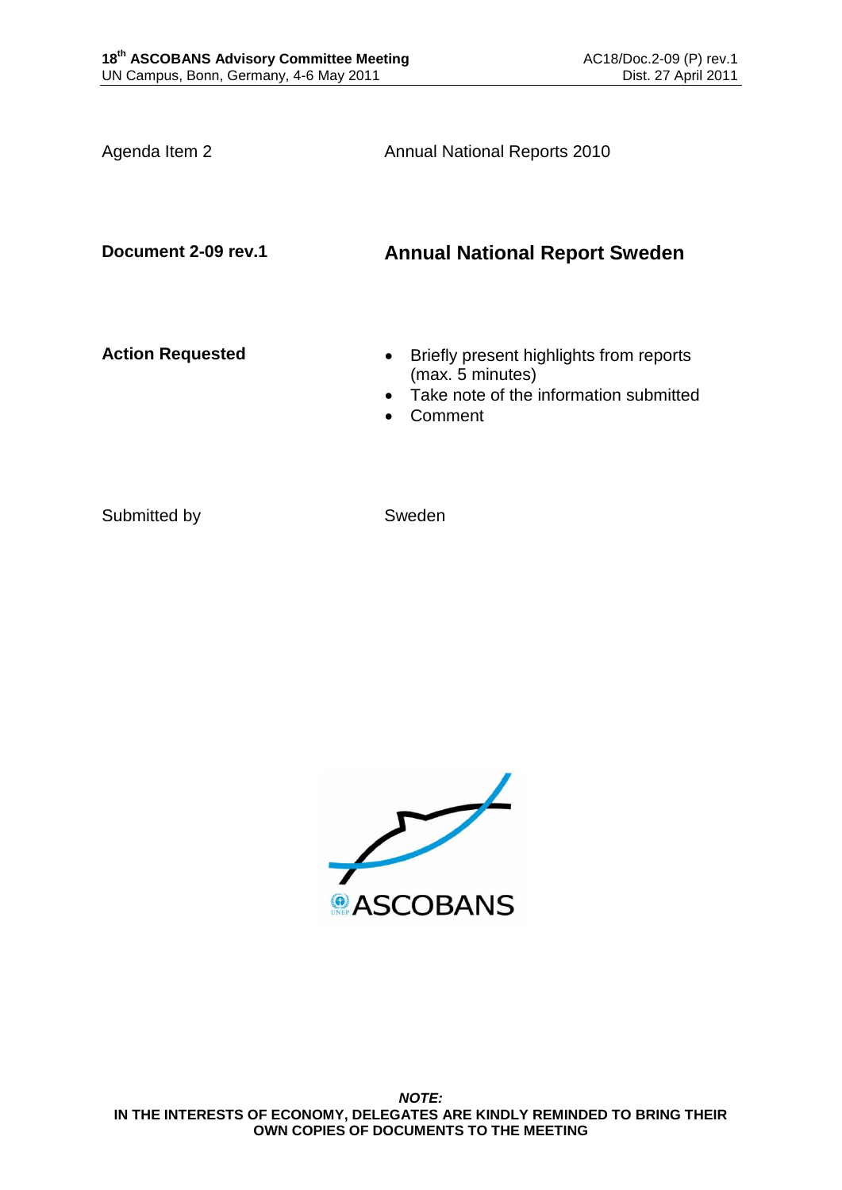**18th ASCOBANS Advisory Committee Meeting**
UN Campus, Bonn, Germany, 4-6 May 2011

AC18/Doc.2-09 (P) rev.1
Dist. 27 April 2011

Agenda Item 2 — Annual National Reports 2010

**Document 2-09 rev.1**

## Annual National Report Sweden

**Action Requested**

- Briefly present highlights from reports (max. 5 minutes)
- Take note of the information submitted
- Comment

Submitted by — Sweden

ASCOBANS

***NOTE:***
**IN THE INTERESTS OF ECONOMY, DELEGATES ARE KINDLY REMINDED TO BRING THEIR OWN COPIES OF DOCUMENTS TO THE MEETING**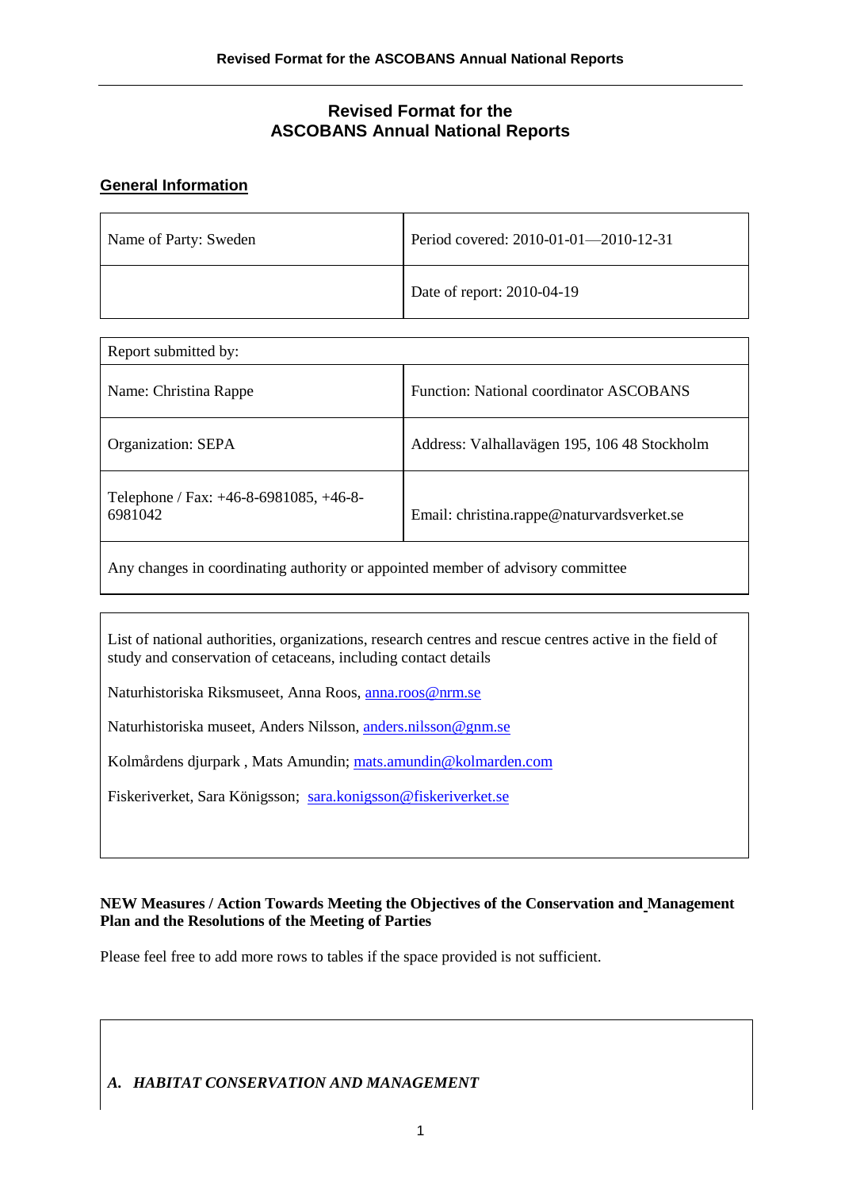# Revised Format for the ASCOBANS Annual National Reports

## General Information

| Name of Party: Sweden | Period covered: 2010-01-01—2010-12-31 |
|---|---|
| | Date of report: 2010-04-19 |

| Report submitted by: | |
|---|---|
| Name: Christina Rappe | Function: National coordinator ASCOBANS |
| Organization: SEPA | Address: Valhallavägen 195, 106 48 Stockholm |
| Telephone / Fax: +46-8-6981085, +46-8-6981042 | Email: christina.rappe@naturvardsverket.se |
| Any changes in coordinating authority or appointed member of advisory committee | |

List of national authorities, organizations, research centres and rescue centres active in the field of study and conservation of cetaceans, including contact details

Naturhistoriska Riksmuseet, Anna Roos, anna.roos@nrm.se

Naturhistoriska museet, Anders Nilsson, anders.nilsson@gnm.se

Kolmårdens djurpark , Mats Amundin; mats.amundin@kolmarden.com

Fiskeriverket, Sara Königsson; sara.konigsson@fiskeriverket.se

**NEW Measures / Action Towards Meeting the Objectives of the Conservation and Management Plan and the Resolutions of the Meeting of Parties**

Please feel free to add more rows to tables if the space provided is not sufficient.

***A. HABITAT CONSERVATION AND MANAGEMENT***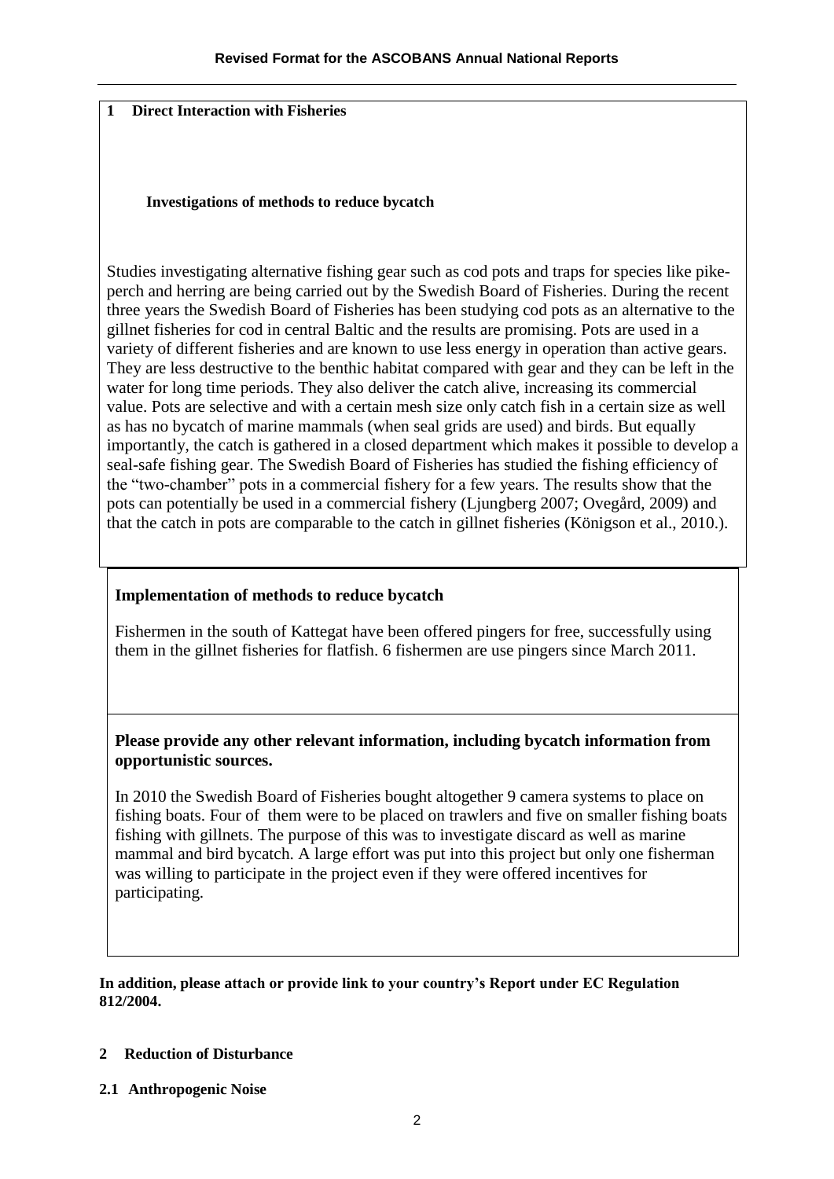## 1 Direct Interaction with Fisheries

### Investigations of methods to reduce bycatch

Studies investigating alternative fishing gear such as cod pots and traps for species like pike-perch and herring are being carried out by the Swedish Board of Fisheries. During the recent three years the Swedish Board of Fisheries has been studying cod pots as an alternative to the gillnet fisheries for cod in central Baltic and the results are promising. Pots are used in a variety of different fisheries and are known to use less energy in operation than active gears. They are less destructive to the benthic habitat compared with gear and they can be left in the water for long time periods. They also deliver the catch alive, increasing its commercial value. Pots are selective and with a certain mesh size only catch fish in a certain size as well as has no bycatch of marine mammals (when seal grids are used) and birds. But equally importantly, the catch is gathered in a closed department which makes it possible to develop a seal-safe fishing gear. The Swedish Board of Fisheries has studied the fishing efficiency of the "two-chamber" pots in a commercial fishery for a few years. The results show that the pots can potentially be used in a commercial fishery (Ljungberg 2007; Ovegård, 2009) and that the catch in pots are comparable to the catch in gillnet fisheries (Königson et al., 2010.).

### Implementation of methods to reduce bycatch

Fishermen in the south of Kattegat have been offered pingers for free, successfully using them in the gillnet fisheries for flatfish. 6 fishermen are use pingers since March 2011.

### Please provide any other relevant information, including bycatch information from opportunistic sources.

In 2010 the Swedish Board of Fisheries bought altogether 9 camera systems to place on fishing boats. Four of them were to be placed on trawlers and five on smaller fishing boats fishing with gillnets. The purpose of this was to investigate discard as well as marine mammal and bird bycatch. A large effort was put into this project but only one fisherman was willing to participate in the project even if they were offered incentives for participating.

**In addition, please attach or provide link to your country's Report under EC Regulation 812/2004.**

## 2 Reduction of Disturbance

### 2.1 Anthropogenic Noise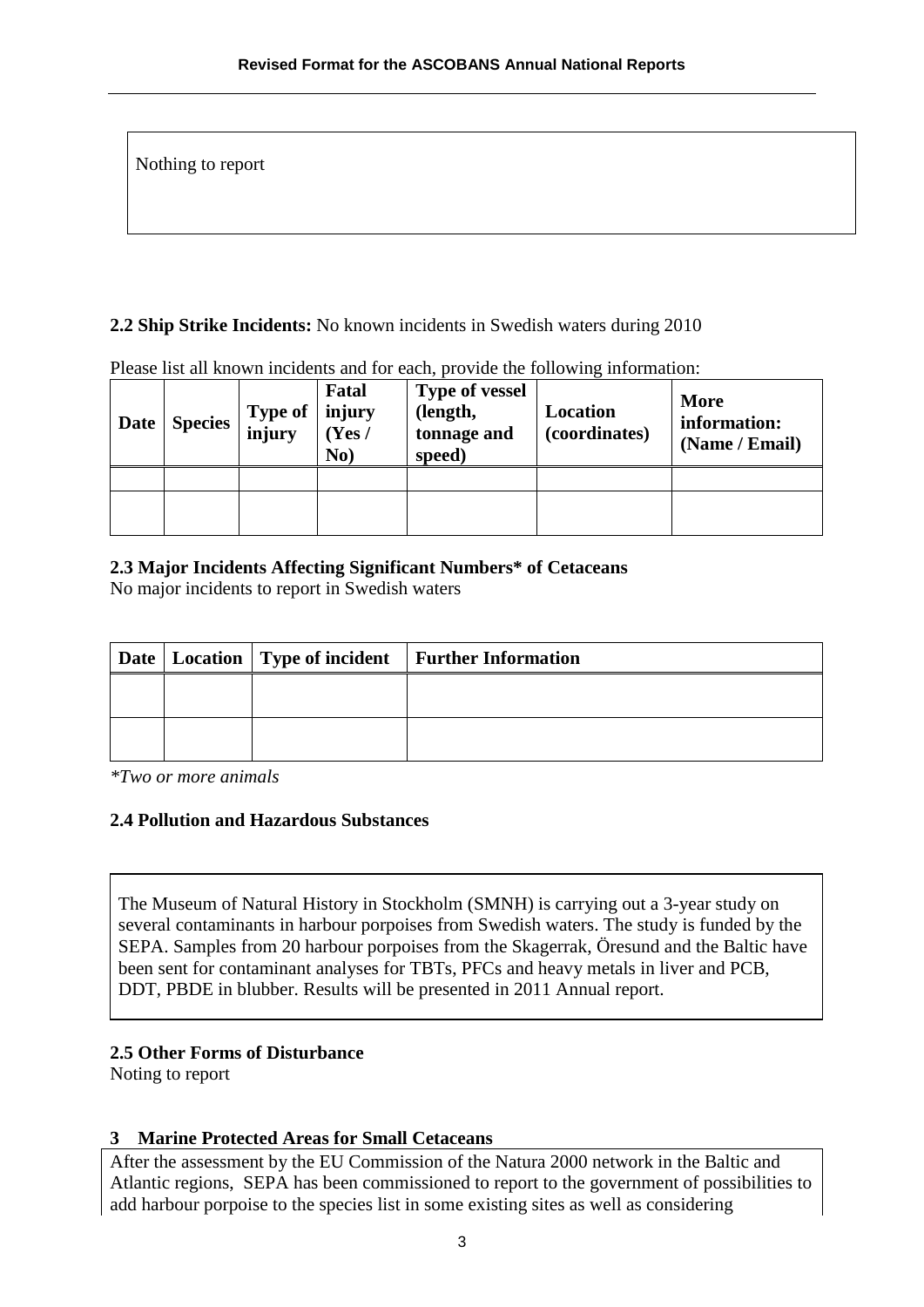Nothing to report

**2.2 Ship Strike Incidents:** No known incidents in Swedish waters during 2010

Please list all known incidents and for each, provide the following information:

| Date | Species | Type of injury | Fatal injury (Yes / No) | Type of vessel (length, tonnage and speed) | Location (coordinates) | More information: (Name / Email) |
|---|---|---|---|---|---|---|
| | | | | | | |
| | | | | | | |

**2.3 Major Incidents Affecting Significant Numbers* of Cetaceans**

No major incidents to report in Swedish waters

| Date | Location | Type of incident | Further Information |
|---|---|---|---|
| | | | |
| | | | |

*Two or more animals*

**2.4 Pollution and Hazardous Substances**

The Museum of Natural History in Stockholm (SMNH) is carrying out a 3-year study on several contaminants in harbour porpoises from Swedish waters. The study is funded by the SEPA. Samples from 20 harbour porpoises from the Skagerrak, Öresund and the Baltic have been sent for contaminant analyses for TBTs, PFCs and heavy metals in liver and PCB, DDT, PBDE in blubber. Results will be presented in 2011 Annual report.

**2.5 Other Forms of Disturbance**

Noting to report

**3 Marine Protected Areas for Small Cetaceans**

After the assessment by the EU Commission of the Natura 2000 network in the Baltic and Atlantic regions, SEPA has been commissioned to report to the government of possibilities to add harbour porpoise to the species list in some existing sites as well as considering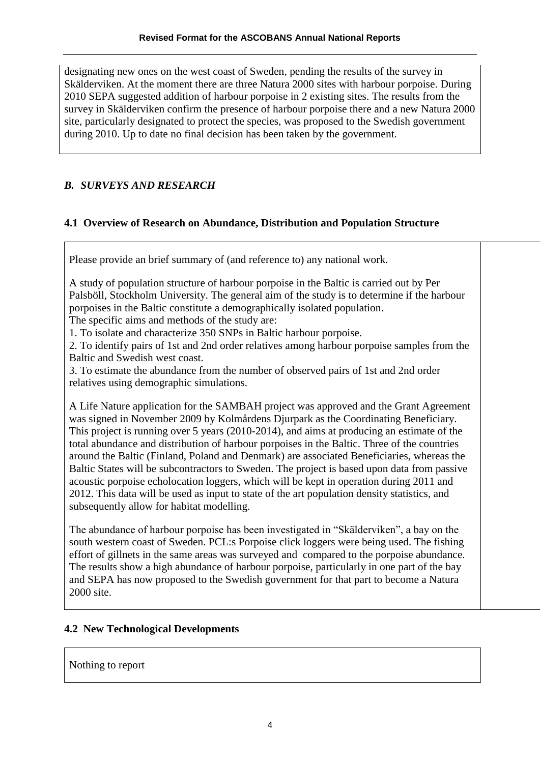designating new ones on the west coast of Sweden, pending the results of the survey in Skälderviken. At the moment there are three Natura 2000 sites with harbour porpoise. During 2010 SEPA suggested addition of harbour porpoise in 2 existing sites. The results from the survey in Skälderviken confirm the presence of harbour porpoise there and a new Natura 2000 site, particularly designated to protect the species, was proposed to the Swedish government during 2010. Up to date no final decision has been taken by the government.

## *B. SURVEYS AND RESEARCH*

### 4.1 Overview of Research on Abundance, Distribution and Population Structure

Please provide an brief summary of (and reference to) any national work.

A study of population structure of harbour porpoise in the Baltic is carried out by Per Palsböll, Stockholm University. The general aim of the study is to determine if the harbour porpoises in the Baltic constitute a demographically isolated population.
The specific aims and methods of the study are:

1. To isolate and characterize 350 SNPs in Baltic harbour porpoise.
2. To identify pairs of 1st and 2nd order relatives among harbour porpoise samples from the Baltic and Swedish west coast.
3. To estimate the abundance from the number of observed pairs of 1st and 2nd order relatives using demographic simulations.

A Life Nature application for the SAMBAH project was approved and the Grant Agreement was signed in November 2009 by Kolmårdens Djurpark as the Coordinating Beneficiary. This project is running over 5 years (2010-2014), and aims at producing an estimate of the total abundance and distribution of harbour porpoises in the Baltic. Three of the countries around the Baltic (Finland, Poland and Denmark) are associated Beneficiaries, whereas the Baltic States will be subcontractors to Sweden. The project is based upon data from passive acoustic porpoise echolocation loggers, which will be kept in operation during 2011 and 2012. This data will be used as input to state of the art population density statistics, and subsequently allow for habitat modelling.

The abundance of harbour porpoise has been investigated in "Skälderviken", a bay on the south western coast of Sweden. PCL:s Porpoise click loggers were being used. The fishing effort of gillnets in the same areas was surveyed and compared to the porpoise abundance. The results show a high abundance of harbour porpoise, particularly in one part of the bay and SEPA has now proposed to the Swedish government for that part to become a Natura 2000 site.

### 4.2 New Technological Developments

Nothing to report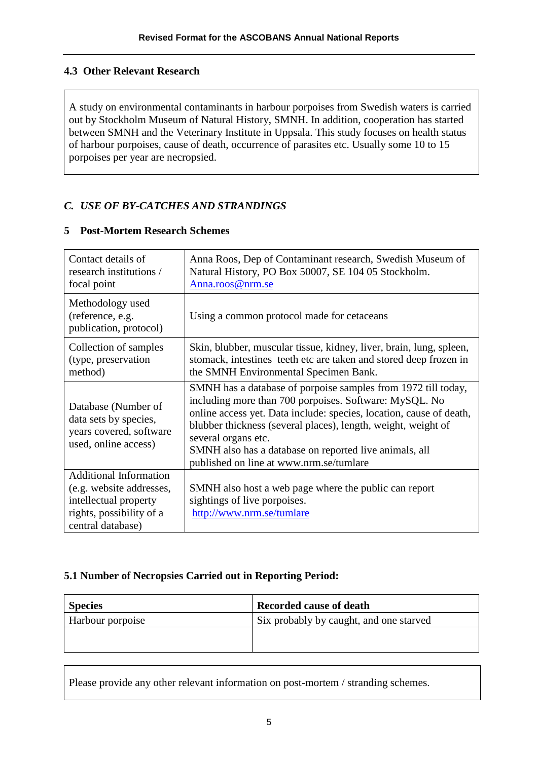### 4.3 Other Relevant Research

A study on environmental contaminants in harbour porpoises from Swedish waters is carried out by Stockholm Museum of Natural History, SMNH. In addition, cooperation has started between SMNH and the Veterinary Institute in Uppsala. This study focuses on health status of harbour porpoises, cause of death, occurrence of parasites etc. Usually some 10 to 15 porpoises per year are necropsied.

## *C. USE OF BY-CATCHES AND STRANDINGS*

### 5 Post-Mortem Research Schemes

| | |
|---|---|
| Contact details of research institutions / focal point | Anna Roos, Dep of Contaminant research, Swedish Museum of Natural History, PO Box 50007, SE 104 05 Stockholm. Anna.roos@nrm.se |
| Methodology used (reference, e.g. publication, protocol) | Using a common protocol made for cetaceans |
| Collection of samples (type, preservation method) | Skin, blubber, muscular tissue, kidney, liver, brain, lung, spleen, stomack, intestines teeth etc are taken and stored deep frozen in the SMNH Environmental Specimen Bank. |
| Database (Number of data sets by species, years covered, software used, online access) | SMNH has a database of porpoise samples from 1972 till today, including more than 700 porpoises. Software: MySQL. No online access yet. Data include: species, location, cause of death, blubber thickness (several places), length, weight, weight of several organs etc.<br>SMNH also has a database on reported live animals, all published on line at www.nrm.se/tumlare |
| Additional Information (e.g. website addresses, intellectual property rights, possibility of a central database) | SMNH also host a web page where the public can report sightings of live porpoises.<br>http://www.nrm.se/tumlare |

### 5.1 Number of Necropsies Carried out in Reporting Period:

| Species | Recorded cause of death |
|---|---|
| Harbour porpoise | Six probably by caught, and one starved |
| | |

Please provide any other relevant information on post-mortem / stranding schemes.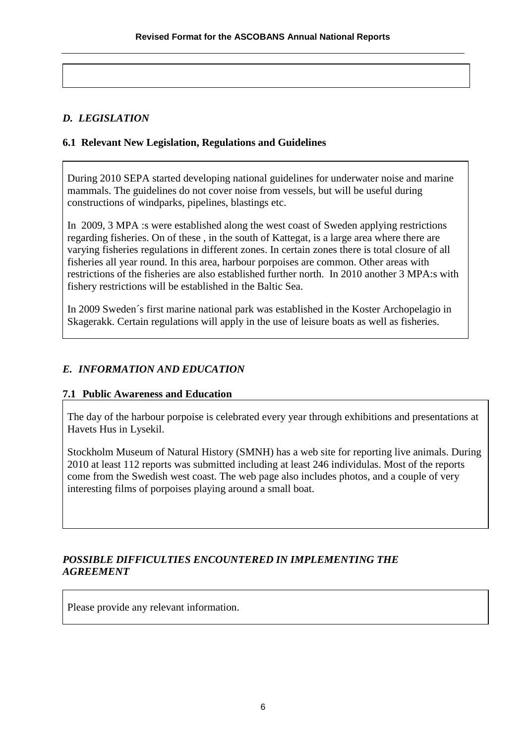## *D. LEGISLATION*

### 6.1 Relevant New Legislation, Regulations and Guidelines

During 2010 SEPA started developing national guidelines for underwater noise and marine mammals. The guidelines do not cover noise from vessels, but will be useful during constructions of windparks, pipelines, blastings etc.

In 2009, 3 MPA :s were established along the west coast of Sweden applying restrictions regarding fisheries. On of these , in the south of Kattegat, is a large area where there are varying fisheries regulations in different zones. In certain zones there is total closure of all fisheries all year round. In this area, harbour porpoises are common. Other areas with restrictions of the fisheries are also established further north. In 2010 another 3 MPA:s with fishery restrictions will be established in the Baltic Sea.

In 2009 Sweden´s first marine national park was established in the Koster Archopelagio in Skagerakk. Certain regulations will apply in the use of leisure boats as well as fisheries.

## *E. INFORMATION AND EDUCATION*

### 7.1 Public Awareness and Education

The day of the harbour porpoise is celebrated every year through exhibitions and presentations at Havets Hus in Lysekil.

Stockholm Museum of Natural History (SMNH) has a web site for reporting live animals. During 2010 at least 112 reports was submitted including at least 246 individulas. Most of the reports come from the Swedish west coast. The web page also includes photos, and a couple of very interesting films of porpoises playing around a small boat.

## *POSSIBLE DIFFICULTIES ENCOUNTERED IN IMPLEMENTING THE AGREEMENT*

Please provide any relevant information.